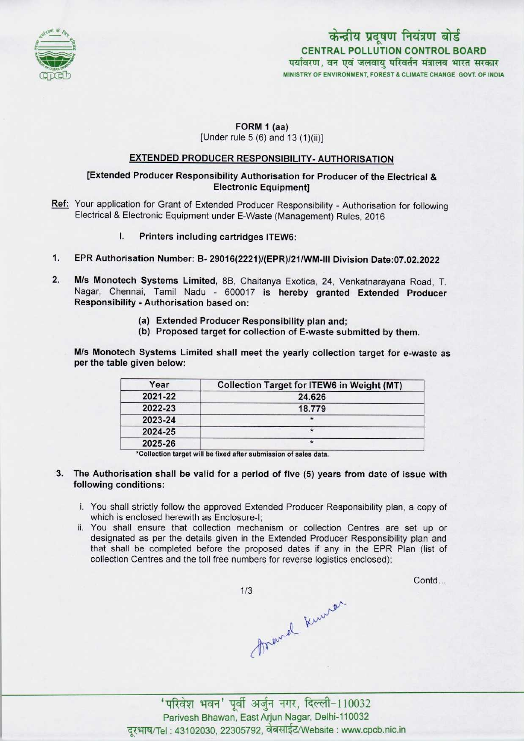केन्द्रीय प्रदूषण नियंत्रण बोर्ड
**CENTRAL POLLUTION CONTROL BOARD**
पर्यावरण, वन एवं जलवायु परिवर्तन मंत्रालय भारत सरकार
MINISTRY OF ENVIRONMENT, FOREST & CLIMATE CHANGE GOVT. OF INDIA

**FORM 1 (aa)**
[Under rule 5 (6) and 13 (1)(ii)]

## EXTENDED PRODUCER RESPONSIBILITY- AUTHORISATION

**[Extended Producer Responsibility Authorisation for Producer of the Electrical & Electronic Equipment]**

Ref: Your application for Grant of Extended Producer Responsibility - Authorisation for following Electrical & Electronic Equipment under E-Waste (Management) Rules, 2016

I. **Printers including cartridges ITEW6:**

1. **EPR Authorisation Number: B- 29016(2221)/(EPR)/21/WM-III Division Date:07.02.2022**

2. **M/s Monotech Systems Limited**, 8B, Chaitanya Exotica, 24, Venkatnarayana Road, T. Nagar, Chennai, Tamil Nadu - 600017 **is hereby granted Extended Producer Responsibility - Authorisation based on:**

   (a) **Extended Producer Responsibility plan and;**
   (b) **Proposed target for collection of E-waste submitted by them.**

**M/s Monotech Systems Limited shall meet the yearly collection target for e-waste as per the table given below:**

| Year | Collection Target for ITEW6 in Weight (MT) |
|---|---|
| 2021-22 | 24.626 |
| 2022-23 | 18.779 |
| 2023-24 | * |
| 2024-25 | * |
| 2025-26 | * |

*Collection target will be fixed after submission of sales data.

3. **The Authorisation shall be valid for a period of five (5) years from date of issue with following conditions:**

   i. You shall strictly follow the approved Extended Producer Responsibility plan, a copy of which is enclosed herewith as Enclosure-I;
   ii. You shall ensure that collection mechanism or collection Centres are set up or designated as per the details given in the Extended Producer Responsibility plan and that shall be completed before the proposed dates if any in the EPR Plan (list of collection Centres and the toll free numbers for reverse logistics enclosed);

Contd...

'परिवेश भवन' पूर्वी अर्जुन नगर, दिल्ली-110032
Parivesh Bhawan, East Arjun Nagar, Delhi-110032
दूरभाष/Tel : 43102030, 22305792, वेबसाईट/Website : www.cpcb.nic.in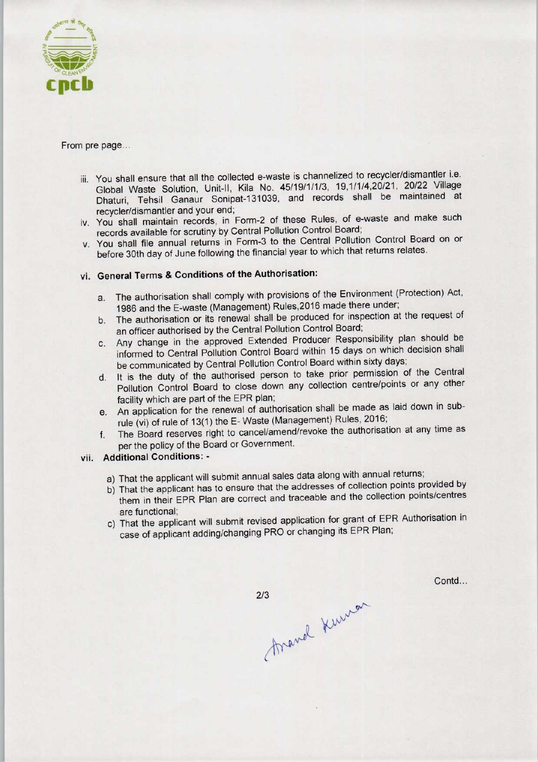From pre page...

iii. You shall ensure that all the collected e-waste is channelized to recycler/dismantler i.e. Global Waste Solution, Unit-II, Kila No. 45/19/1/1/3, 19,1/1/4,20/21, 20/22 Village Dhaturi, Tehsil Ganaur Sonipat-131039, and records shall be maintained at recycler/dismantler and your end;

iv. You shall maintain records, in Form-2 of these Rules, of e-waste and make such records available for scrutiny by Central Pollution Control Board;

v. You shall file annual returns in Form-3 to the Central Pollution Control Board on or before 30th day of June following the financial year to which that returns relates.

vi. **General Terms & Conditions of the Authorisation:**

a. The authorisation shall comply with provisions of the Environment (Protection) Act, 1986 and the E-waste (Management) Rules,2016 made there under;

b. The authorisation or its renewal shall be produced for inspection at the request of an officer authorised by the Central Pollution Control Board;

c. Any change in the approved Extended Producer Responsibility plan should be informed to Central Pollution Control Board within 15 days on which decision shall be communicated by Central Pollution Control Board within sixty days;

d. It is the duty of the authorised person to take prior permission of the Central Pollution Control Board to close down any collection centre/points or any other facility which are part of the EPR plan;

e. An application for the renewal of authorisation shall be made as laid down in sub-rule (vi) of rule of 13(1) the E- Waste (Management) Rules, 2016;

f. The Board reserves right to cancel/amend/revoke the authorisation at any time as per the policy of the Board or Government.

vii. **Additional Conditions: -**

a) That the applicant will submit annual sales data along with annual returns;

b) That the applicant has to ensure that the addresses of collection points provided by them in their EPR Plan are correct and traceable and the collection points/centres are functional;

c) That the applicant will submit revised application for grant of EPR Authorisation in case of applicant adding/changing PRO or changing its EPR Plan;

Contd...

Anand Kumar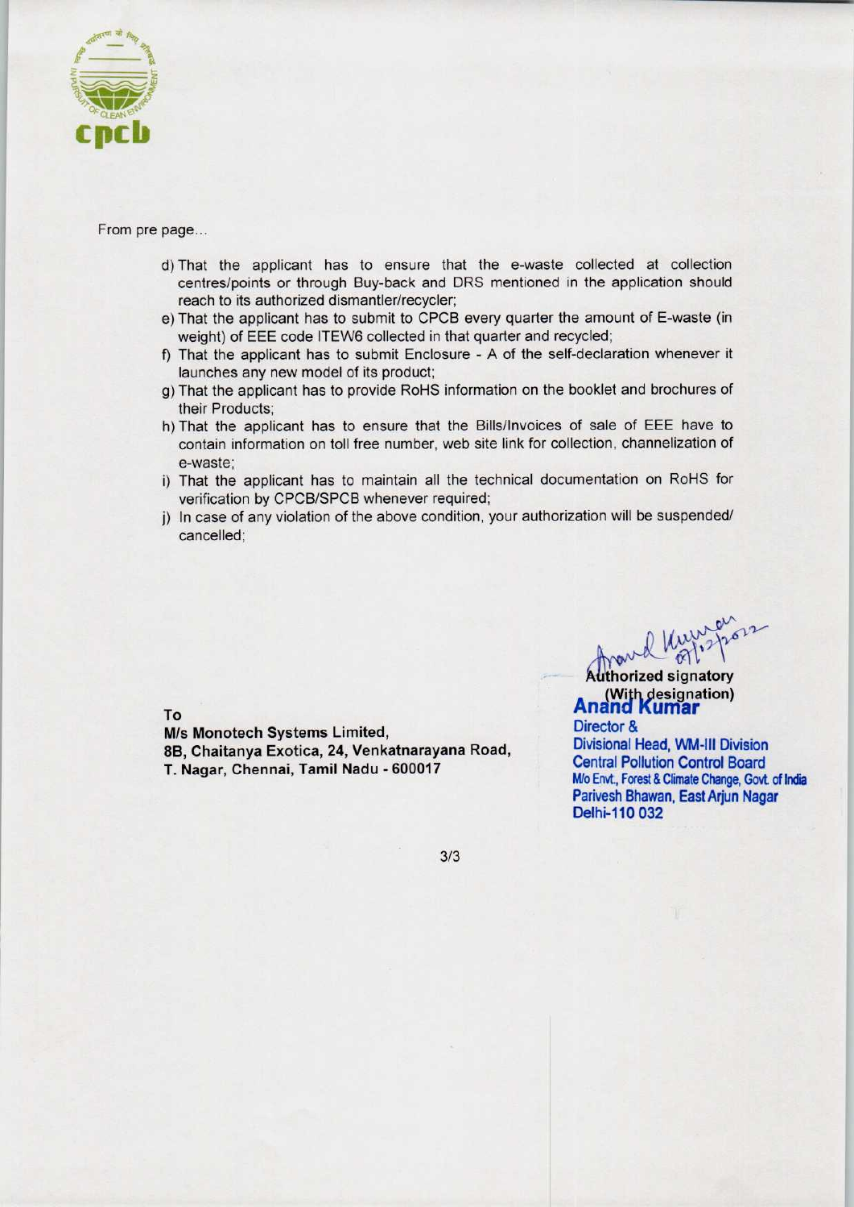From pre page...

d) That the applicant has to ensure that the e-waste collected at collection centres/points or through Buy-back and DRS mentioned in the application should reach to its authorized dismantler/recycler;
e) That the applicant has to submit to CPCB every quarter the amount of E-waste (in weight) of EEE code ITEW6 collected in that quarter and recycled;
f) That the applicant has to submit Enclosure - A of the self-declaration whenever it launches any new model of its product;
g) That the applicant has to provide RoHS information on the booklet and brochures of their Products;
h) That the applicant has to ensure that the Bills/Invoices of sale of EEE have to contain information on toll free number, web site link for collection, channelization of e-waste;
i) That the applicant has to maintain all the technical documentation on RoHS for verification by CPCB/SPCB whenever required;
j) In case of any violation of the above condition, your authorization will be suspended/ cancelled;

Authorized signatory
(With designation)

**Anand Kumar**
Director &
Divisional Head, WM-III Division
Central Pollution Control Board
M/o Envt., Forest & Climate Change, Govt. of India
Parivesh Bhawan, East Arjun Nagar
Delhi-110 032

To
**M/s Monotech Systems Limited,**
**8B, Chaitanya Exotica, 24, Venkatnarayana Road,**
**T. Nagar, Chennai, Tamil Nadu - 600017**